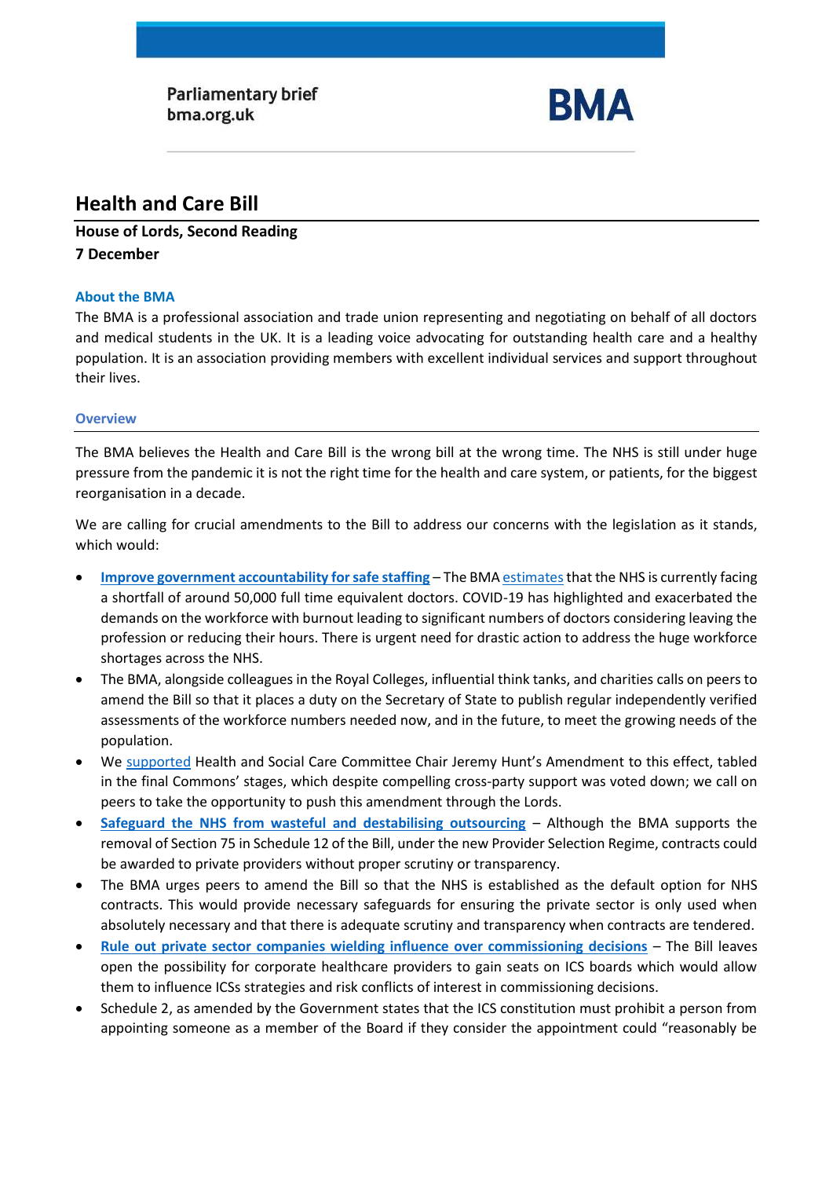Parliamentary brief
bma.org.uk

**BMA**

# Health and Care Bill

**House of Lords, Second Reading**
**7 December**

### About the BMA

The BMA is a professional association and trade union representing and negotiating on behalf of all doctors and medical students in the UK. It is a leading voice advocating for outstanding health care and a healthy population. It is an association providing members with excellent individual services and support throughout their lives.

### Overview

The BMA believes the Health and Care Bill is the wrong bill at the wrong time. The NHS is still under huge pressure from the pandemic it is not the right time for the health and care system, or patients, for the biggest reorganisation in a decade.

We are calling for crucial amendments to the Bill to address our concerns with the legislation as it stands, which would:

- **Improve government accountability for safe staffing** – The BMA estimates that the NHS is currently facing a shortfall of around 50,000 full time equivalent doctors. COVID-19 has highlighted and exacerbated the demands on the workforce with burnout leading to significant numbers of doctors considering leaving the profession or reducing their hours. There is urgent need for drastic action to address the huge workforce shortages across the NHS.
- The BMA, alongside colleagues in the Royal Colleges, influential think tanks, and charities calls on peers to amend the Bill so that it places a duty on the Secretary of State to publish regular independently verified assessments of the workforce numbers needed now, and in the future, to meet the growing needs of the population.
- We supported Health and Social Care Committee Chair Jeremy Hunt's Amendment to this effect, tabled in the final Commons' stages, which despite compelling cross-party support was voted down; we call on peers to take the opportunity to push this amendment through the Lords.
- **Safeguard the NHS from wasteful and destabilising outsourcing** – Although the BMA supports the removal of Section 75 in Schedule 12 of the Bill, under the new Provider Selection Regime, contracts could be awarded to private providers without proper scrutiny or transparency.
- The BMA urges peers to amend the Bill so that the NHS is established as the default option for NHS contracts. This would provide necessary safeguards for ensuring the private sector is only used when absolutely necessary and that there is adequate scrutiny and transparency when contracts are tendered.
- **Rule out private sector companies wielding influence over commissioning decisions** – The Bill leaves open the possibility for corporate healthcare providers to gain seats on ICS boards which would allow them to influence ICSs strategies and risk conflicts of interest in commissioning decisions.
- Schedule 2, as amended by the Government states that the ICS constitution must prohibit a person from appointing someone as a member of the Board if they consider the appointment could "reasonably be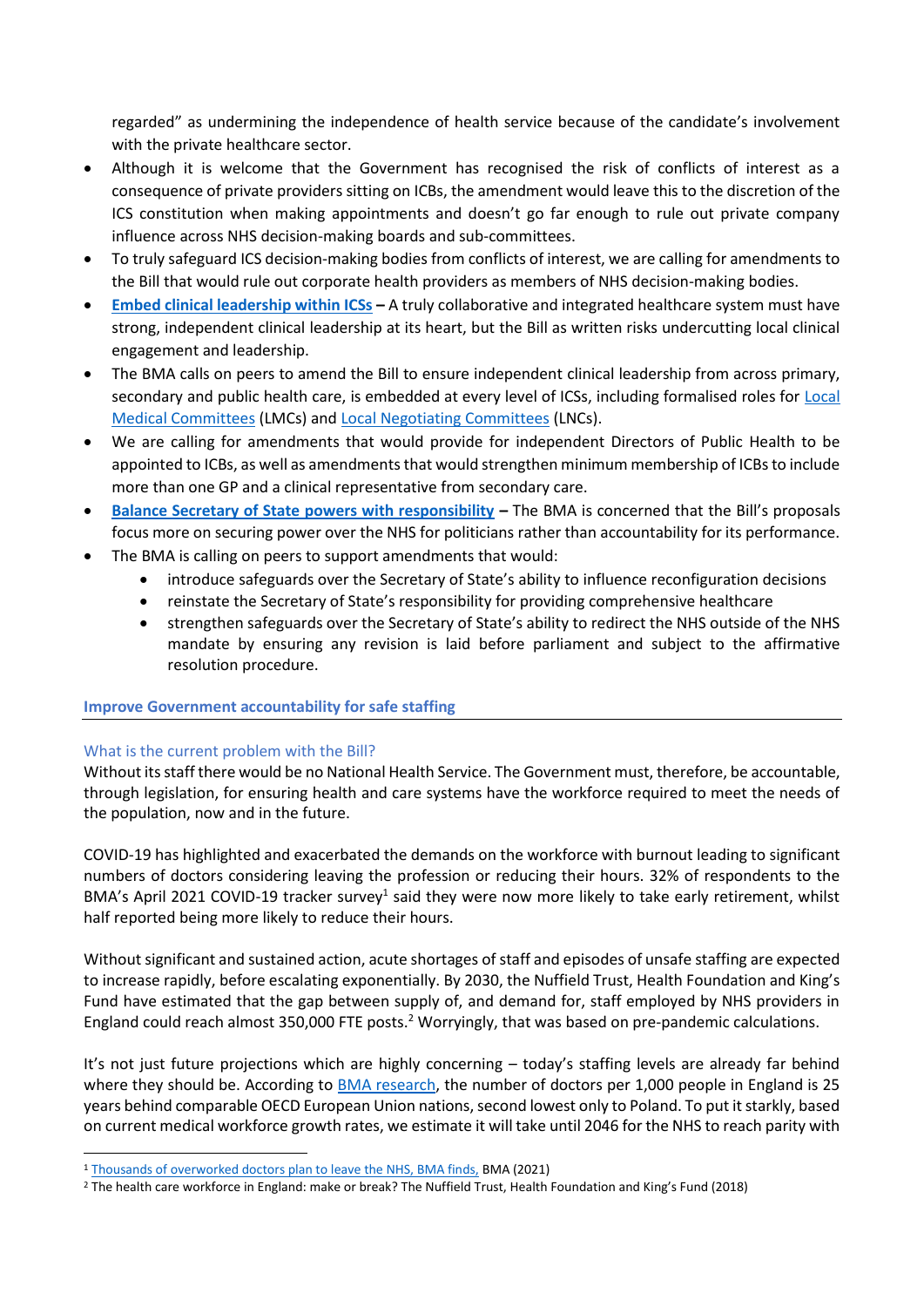regarded" as undermining the independence of health service because of the candidate's involvement with the private healthcare sector.

- Although it is welcome that the Government has recognised the risk of conflicts of interest as a consequence of private providers sitting on ICBs, the amendment would leave this to the discretion of the ICS constitution when making appointments and doesn't go far enough to rule out private company influence across NHS decision-making boards and sub-committees.
- To truly safeguard ICS decision-making bodies from conflicts of interest, we are calling for amendments to the Bill that would rule out corporate health providers as members of NHS decision-making bodies.
- **[Embed clinical leadership within ICSs](#) –** A truly collaborative and integrated healthcare system must have strong, independent clinical leadership at its heart, but the Bill as written risks undercutting local clinical engagement and leadership.
- The BMA calls on peers to amend the Bill to ensure independent clinical leadership from across primary, secondary and public health care, is embedded at every level of ICSs, including formalised roles for [Local Medical Committees](#) (LMCs) and [Local Negotiating Committees](#) (LNCs).
- We are calling for amendments that would provide for independent Directors of Public Health to be appointed to ICBs, as well as amendments that would strengthen minimum membership of ICBs to include more than one GP and a clinical representative from secondary care.
- **[Balance Secretary of State powers with responsibility](#) –** The BMA is concerned that the Bill's proposals focus more on securing power over the NHS for politicians rather than accountability for its performance.
- The BMA is calling on peers to support amendments that would:
  - introduce safeguards over the Secretary of State's ability to influence reconfiguration decisions
  - reinstate the Secretary of State's responsibility for providing comprehensive healthcare
  - strengthen safeguards over the Secretary of State's ability to redirect the NHS outside of the NHS mandate by ensuring any revision is laid before parliament and subject to the affirmative resolution procedure.

## Improve Government accountability for safe staffing

### What is the current problem with the Bill?

Without its staff there would be no National Health Service. The Government must, therefore, be accountable, through legislation, for ensuring health and care systems have the workforce required to meet the needs of the population, now and in the future.

COVID-19 has highlighted and exacerbated the demands on the workforce with burnout leading to significant numbers of doctors considering leaving the profession or reducing their hours. 32% of respondents to the BMA's April 2021 COVID-19 tracker survey[1] said they were now more likely to take early retirement, whilst half reported being more likely to reduce their hours.

Without significant and sustained action, acute shortages of staff and episodes of unsafe staffing are expected to increase rapidly, before escalating exponentially. By 2030, the Nuffield Trust, Health Foundation and King's Fund have estimated that the gap between supply of, and demand for, staff employed by NHS providers in England could reach almost 350,000 FTE posts.[2] Worryingly, that was based on pre-pandemic calculations.

It's not just future projections which are highly concerning – today's staffing levels are already far behind where they should be. According to [BMA research](#), the number of doctors per 1,000 people in England is 25 years behind comparable OECD European Union nations, second lowest only to Poland. To put it starkly, based on current medical workforce growth rates, we estimate it will take until 2046 for the NHS to reach parity with

---

[1] [Thousands of overworked doctors plan to leave the NHS, BMA finds,](#) BMA (2021)

[2] The health care workforce in England: make or break? The Nuffield Trust, Health Foundation and King's Fund (2018)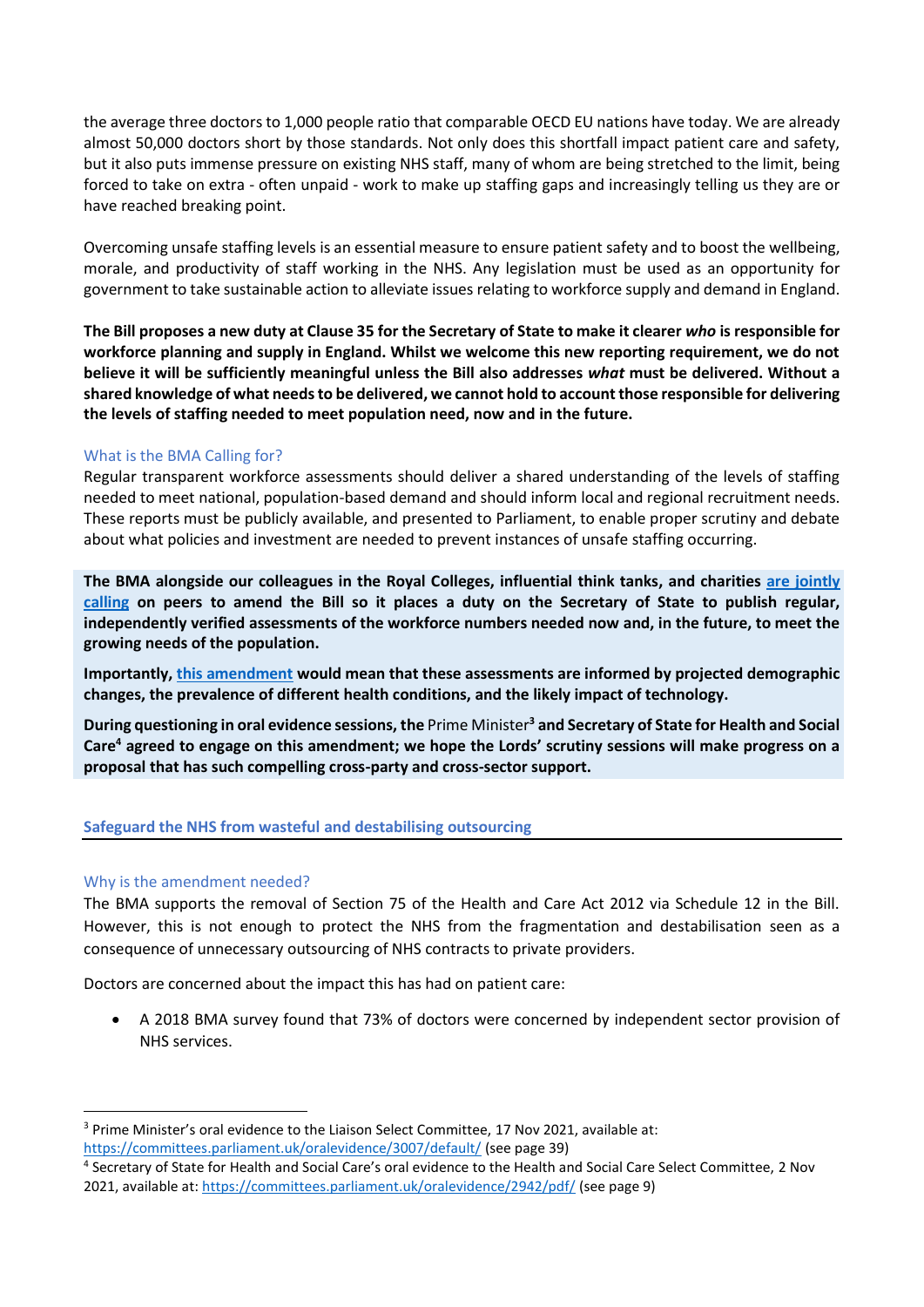the average three doctors to 1,000 people ratio that comparable OECD EU nations have today. We are already almost 50,000 doctors short by those standards. Not only does this shortfall impact patient care and safety, but it also puts immense pressure on existing NHS staff, many of whom are being stretched to the limit, being forced to take on extra - often unpaid - work to make up staffing gaps and increasingly telling us they are or have reached breaking point.

Overcoming unsafe staffing levels is an essential measure to ensure patient safety and to boost the wellbeing, morale, and productivity of staff working in the NHS. Any legislation must be used as an opportunity for government to take sustainable action to alleviate issues relating to workforce supply and demand in England.

**The Bill proposes a new duty at Clause 35 for the Secretary of State to make it clearer *who* is responsible for workforce planning and supply in England. Whilst we welcome this new reporting requirement, we do not believe it will be sufficiently meaningful unless the Bill also addresses *what* must be delivered. Without a shared knowledge of what needs to be delivered, we cannot hold to account those responsible for delivering the levels of staffing needed to meet population need, now and in the future.**

### What is the BMA Calling for?

Regular transparent workforce assessments should deliver a shared understanding of the levels of staffing needed to meet national, population-based demand and should inform local and regional recruitment needs. These reports must be publicly available, and presented to Parliament, to enable proper scrutiny and debate about what policies and investment are needed to prevent instances of unsafe staffing occurring.

**The BMA alongside our colleagues in the Royal Colleges, influential think tanks, and charities are jointly calling on peers to amend the Bill so it places a duty on the Secretary of State to publish regular, independently verified assessments of the workforce numbers needed now and, in the future, to meet the growing needs of the population.**

**Importantly, this amendment would mean that these assessments are informed by projected demographic changes, the prevalence of different health conditions, and the likely impact of technology.**

**During questioning in oral evidence sessions, the** Prime Minister[3] **and Secretary of State for Health and Social Care[4] agreed to engage on this amendment; we hope the Lords' scrutiny sessions will make progress on a proposal that has such compelling cross-party and cross-sector support.**

## Safeguard the NHS from wasteful and destabilising outsourcing

### Why is the amendment needed?

The BMA supports the removal of Section 75 of the Health and Care Act 2012 via Schedule 12 in the Bill. However, this is not enough to protect the NHS from the fragmentation and destabilisation seen as a consequence of unnecessary outsourcing of NHS contracts to private providers.

Doctors are concerned about the impact this has had on patient care:

- A 2018 BMA survey found that 73% of doctors were concerned by independent sector provision of NHS services.

---

[3] Prime Minister's oral evidence to the Liaison Select Committee, 17 Nov 2021, available at: https://committees.parliament.uk/oralevidence/3007/default/ (see page 39)

[4] Secretary of State for Health and Social Care's oral evidence to the Health and Social Care Select Committee, 2 Nov 2021, available at: https://committees.parliament.uk/oralevidence/2942/pdf/ (see page 9)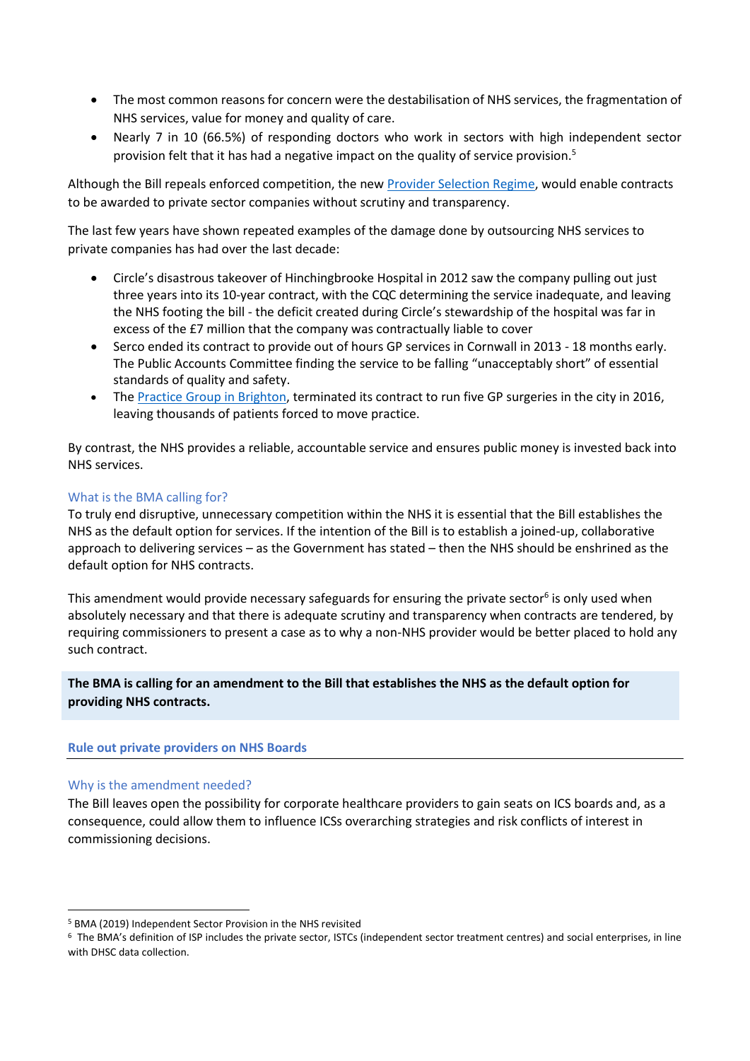- The most common reasons for concern were the destabilisation of NHS services, the fragmentation of NHS services, value for money and quality of care.
- Nearly 7 in 10 (66.5%) of responding doctors who work in sectors with high independent sector provision felt that it has had a negative impact on the quality of service provision.[5]

Although the Bill repeals enforced competition, the new Provider Selection Regime, would enable contracts to be awarded to private sector companies without scrutiny and transparency.

The last few years have shown repeated examples of the damage done by outsourcing NHS services to private companies has had over the last decade:

- Circle's disastrous takeover of Hinchingbrooke Hospital in 2012 saw the company pulling out just three years into its 10-year contract, with the CQC determining the service inadequate, and leaving the NHS footing the bill - the deficit created during Circle's stewardship of the hospital was far in excess of the £7 million that the company was contractually liable to cover
- Serco ended its contract to provide out of hours GP services in Cornwall in 2013 - 18 months early. The Public Accounts Committee finding the service to be falling "unacceptably short" of essential standards of quality and safety.
- The Practice Group in Brighton, terminated its contract to run five GP surgeries in the city in 2016, leaving thousands of patients forced to move practice.

By contrast, the NHS provides a reliable, accountable service and ensures public money is invested back into NHS services.

### What is the BMA calling for?

To truly end disruptive, unnecessary competition within the NHS it is essential that the Bill establishes the NHS as the default option for services. If the intention of the Bill is to establish a joined-up, collaborative approach to delivering services – as the Government has stated – then the NHS should be enshrined as the default option for NHS contracts.

This amendment would provide necessary safeguards for ensuring the private sector[6] is only used when absolutely necessary and that there is adequate scrutiny and transparency when contracts are tendered, by requiring commissioners to present a case as to why a non-NHS provider would be better placed to hold any such contract.

**The BMA is calling for an amendment to the Bill that establishes the NHS as the default option for providing NHS contracts.**

## Rule out private providers on NHS Boards

### Why is the amendment needed?

The Bill leaves open the possibility for corporate healthcare providers to gain seats on ICS boards and, as a consequence, could allow them to influence ICSs overarching strategies and risk conflicts of interest in commissioning decisions.

---

[5] BMA (2019) Independent Sector Provision in the NHS revisited

[6] The BMA's definition of ISP includes the private sector, ISTCs (independent sector treatment centres) and social enterprises, in line with DHSC data collection.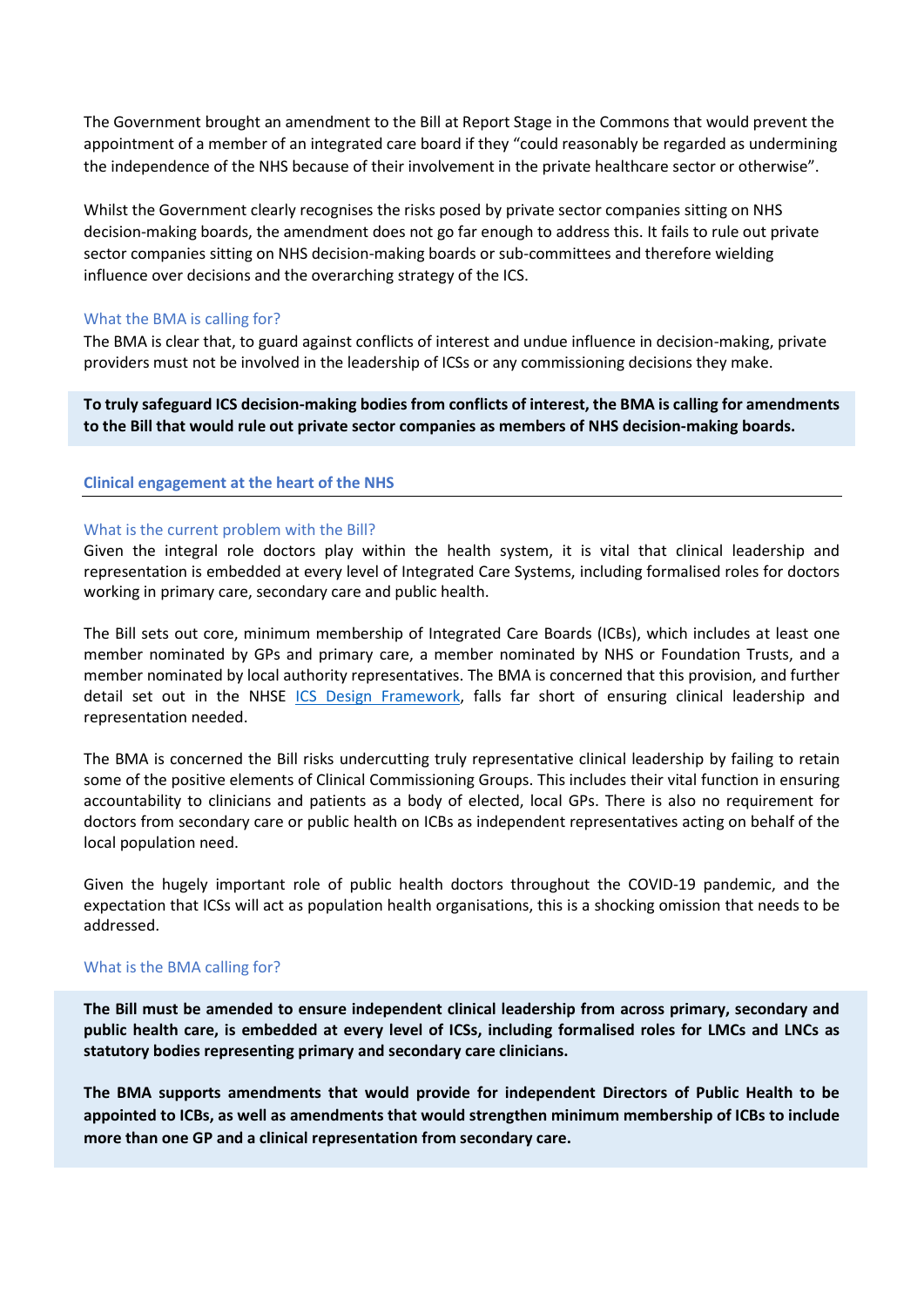The Government brought an amendment to the Bill at Report Stage in the Commons that would prevent the appointment of a member of an integrated care board if they "could reasonably be regarded as undermining the independence of the NHS because of their involvement in the private healthcare sector or otherwise".

Whilst the Government clearly recognises the risks posed by private sector companies sitting on NHS decision-making boards, the amendment does not go far enough to address this. It fails to rule out private sector companies sitting on NHS decision-making boards or sub-committees and therefore wielding influence over decisions and the overarching strategy of the ICS.

### What the BMA is calling for?

The BMA is clear that, to guard against conflicts of interest and undue influence in decision-making, private providers must not be involved in the leadership of ICSs or any commissioning decisions they make.

**To truly safeguard ICS decision-making bodies from conflicts of interest, the BMA is calling for amendments to the Bill that would rule out private sector companies as members of NHS decision-making boards.**

## Clinical engagement at the heart of the NHS

### What is the current problem with the Bill?

Given the integral role doctors play within the health system, it is vital that clinical leadership and representation is embedded at every level of Integrated Care Systems, including formalised roles for doctors working in primary care, secondary care and public health.

The Bill sets out core, minimum membership of Integrated Care Boards (ICBs), which includes at least one member nominated by GPs and primary care, a member nominated by NHS or Foundation Trusts, and a member nominated by local authority representatives. The BMA is concerned that this provision, and further detail set out in the NHSE ICS Design Framework, falls far short of ensuring clinical leadership and representation needed.

The BMA is concerned the Bill risks undercutting truly representative clinical leadership by failing to retain some of the positive elements of Clinical Commissioning Groups. This includes their vital function in ensuring accountability to clinicians and patients as a body of elected, local GPs. There is also no requirement for doctors from secondary care or public health on ICBs as independent representatives acting on behalf of the local population need.

Given the hugely important role of public health doctors throughout the COVID-19 pandemic, and the expectation that ICSs will act as population health organisations, this is a shocking omission that needs to be addressed.

### What is the BMA calling for?

**The Bill must be amended to ensure independent clinical leadership from across primary, secondary and public health care, is embedded at every level of ICSs, including formalised roles for LMCs and LNCs as statutory bodies representing primary and secondary care clinicians.**

**The BMA supports amendments that would provide for independent Directors of Public Health to be appointed to ICBs, as well as amendments that would strengthen minimum membership of ICBs to include more than one GP and a clinical representation from secondary care.**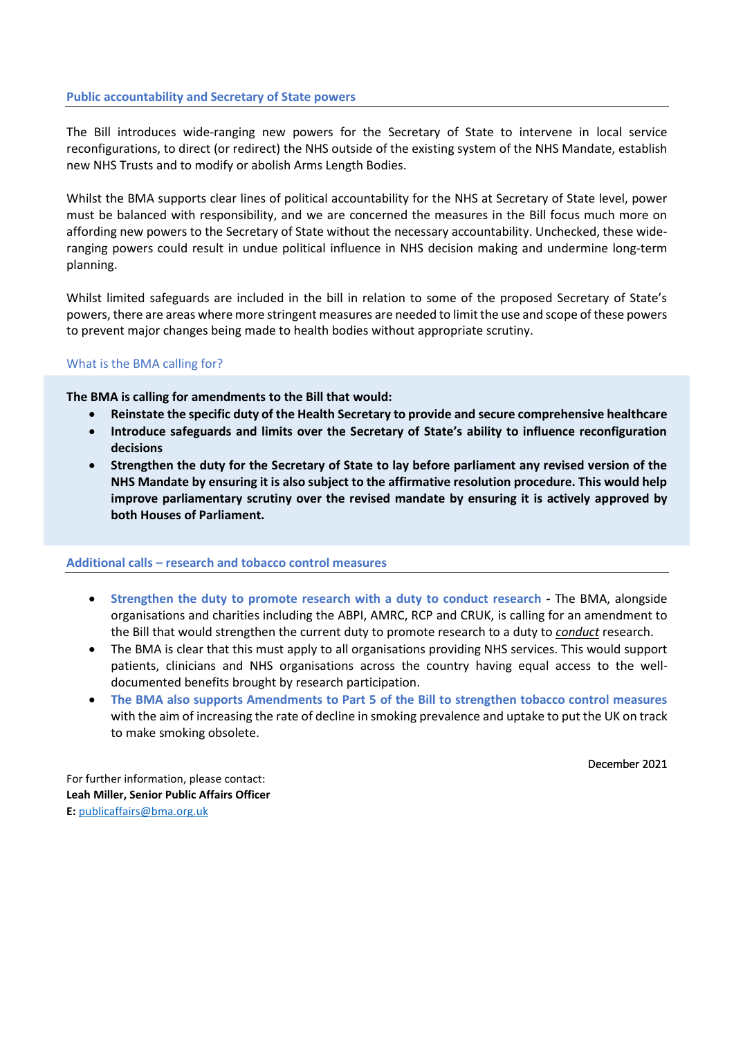## Public accountability and Secretary of State powers

The Bill introduces wide-ranging new powers for the Secretary of State to intervene in local service reconfigurations, to direct (or redirect) the NHS outside of the existing system of the NHS Mandate, establish new NHS Trusts and to modify or abolish Arms Length Bodies.

Whilst the BMA supports clear lines of political accountability for the NHS at Secretary of State level, power must be balanced with responsibility, and we are concerned the measures in the Bill focus much more on affording new powers to the Secretary of State without the necessary accountability. Unchecked, these wide-ranging powers could result in undue political influence in NHS decision making and undermine long-term planning.

Whilst limited safeguards are included in the bill in relation to some of the proposed Secretary of State's powers, there are areas where more stringent measures are needed to limit the use and scope of these powers to prevent major changes being made to health bodies without appropriate scrutiny.

### What is the BMA calling for?

**The BMA is calling for amendments to the Bill that would:**

- **Reinstate the specific duty of the Health Secretary to provide and secure comprehensive healthcare**
- **Introduce safeguards and limits over the Secretary of State's ability to influence reconfiguration decisions**
- **Strengthen the duty for the Secretary of State to lay before parliament any revised version of the NHS Mandate by ensuring it is also subject to the affirmative resolution procedure. This would help improve parliamentary scrutiny over the revised mandate by ensuring it is actively approved by both Houses of Parliament.**

## Additional calls – research and tobacco control measures

- **Strengthen the duty to promote research with a duty to conduct research** - The BMA, alongside organisations and charities including the ABPI, AMRC, RCP and CRUK, is calling for an amendment to the Bill that would strengthen the current duty to promote research to a duty to *conduct* research.
- The BMA is clear that this must apply to all organisations providing NHS services. This would support patients, clinicians and NHS organisations across the country having equal access to the well-documented benefits brought by research participation.
- **The BMA also supports Amendments to Part 5 of the Bill to strengthen tobacco control measures** with the aim of increasing the rate of decline in smoking prevalence and uptake to put the UK on track to make smoking obsolete.

December 2021

For further information, please contact:
**Leah Miller, Senior Public Affairs Officer**
**E:** publicaffairs@bma.org.uk